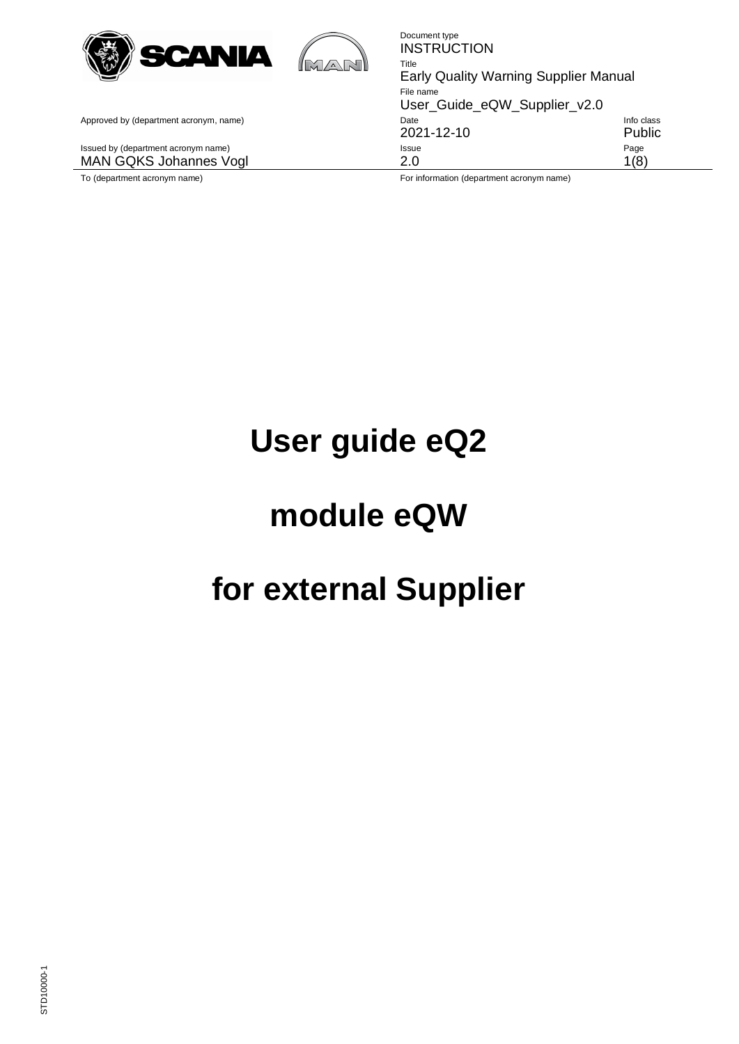| Document type | | |
|---|---|---|
| INSTRUCTION | | |
| Title | | |
| Early Quality Warning Supplier Manual | | |
| File name | | |
| User_Guide_eQW_Supplier_v2.0 | | |
| Approved by (department acronym, name) | Date | Info class |
| | 2021-12-10 | Public |
| Issued by (department acronym name) | Issue | Page |
| MAN GQKS Johannes Vogl | 2.0 | 1(8) |
| To (department acronym name) | For information (department acronym name) | |

# User guide eQ2

# module eQW

# for external Supplier

STD10000-1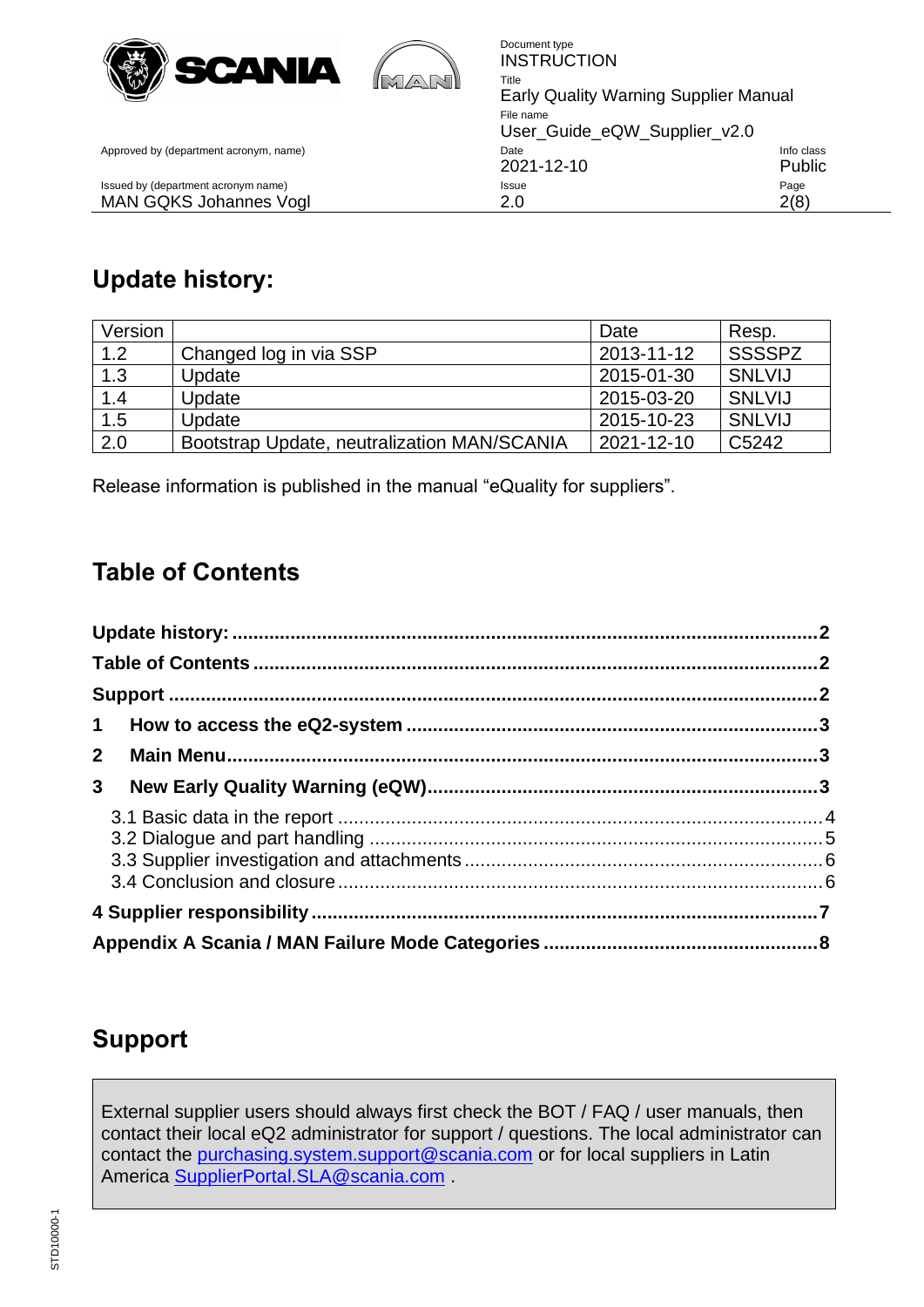## Update history:

| Version | | Date | Resp. |
|---|---|---|---|
| 1.2 | Changed log in via SSP | 2013-11-12 | SSSSPZ |
| 1.3 | Update | 2015-01-30 | SNLVIJ |
| 1.4 | Update | 2015-03-20 | SNLVIJ |
| 1.5 | Update | 2015-10-23 | SNLVIJ |
| 2.0 | Bootstrap Update, neutralization MAN/SCANIA | 2021-12-10 | C5242 |

Release information is published in the manual “eQuality for suppliers”.

## Table of Contents

**Update history: .......... 2**
**Table of Contents .......... 2**
**Support .......... 2**
**1 How to access the eQ2-system .......... 3**
**2 Main Menu .......... 3**
**3 New Early Quality Warning (eQW) .......... 3**
- 3.1 Basic data in the report .......... 4
- 3.2 Dialogue and part handling .......... 5
- 3.3 Supplier investigation and attachments .......... 6
- 3.4 Conclusion and closure .......... 6

**4 Supplier responsibility .......... 7**
**Appendix A Scania / MAN Failure Mode Categories .......... 8**

## Support

External supplier users should always first check the BOT / FAQ / user manuals, then contact their local eQ2 administrator for support / questions. The local administrator can contact the purchasing.system.support@scania.com or for local suppliers in Latin America SupplierPortal.SLA@scania.com .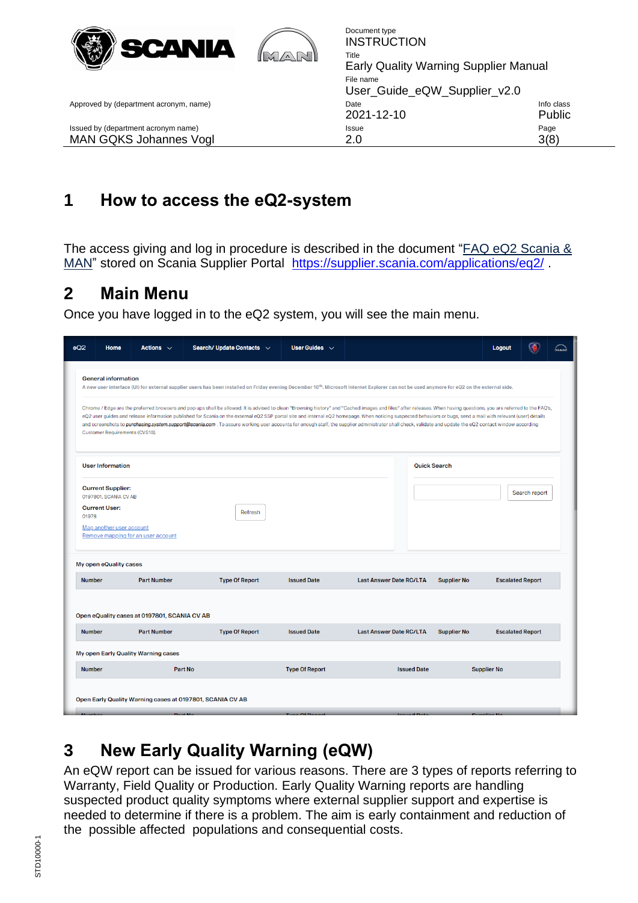## 1 How to access the eQ2-system

The access giving and log in procedure is described in the document "FAQ eQ2 Scania & MAN" stored on Scania Supplier Portal https://supplier.scania.com/applications/eq2/ .

## 2 Main Menu

Once you have logged in to the eQ2 system, you will see the main menu.

## 3 New Early Quality Warning (eQW)

An eQW report can be issued for various reasons. There are 3 types of reports referring to Warranty, Field Quality or Production. Early Quality Warning reports are handling suspected product quality symptoms where external supplier support and expertise is needed to determine if there is a problem. The aim is early containment and reduction of the possible affected populations and consequential costs.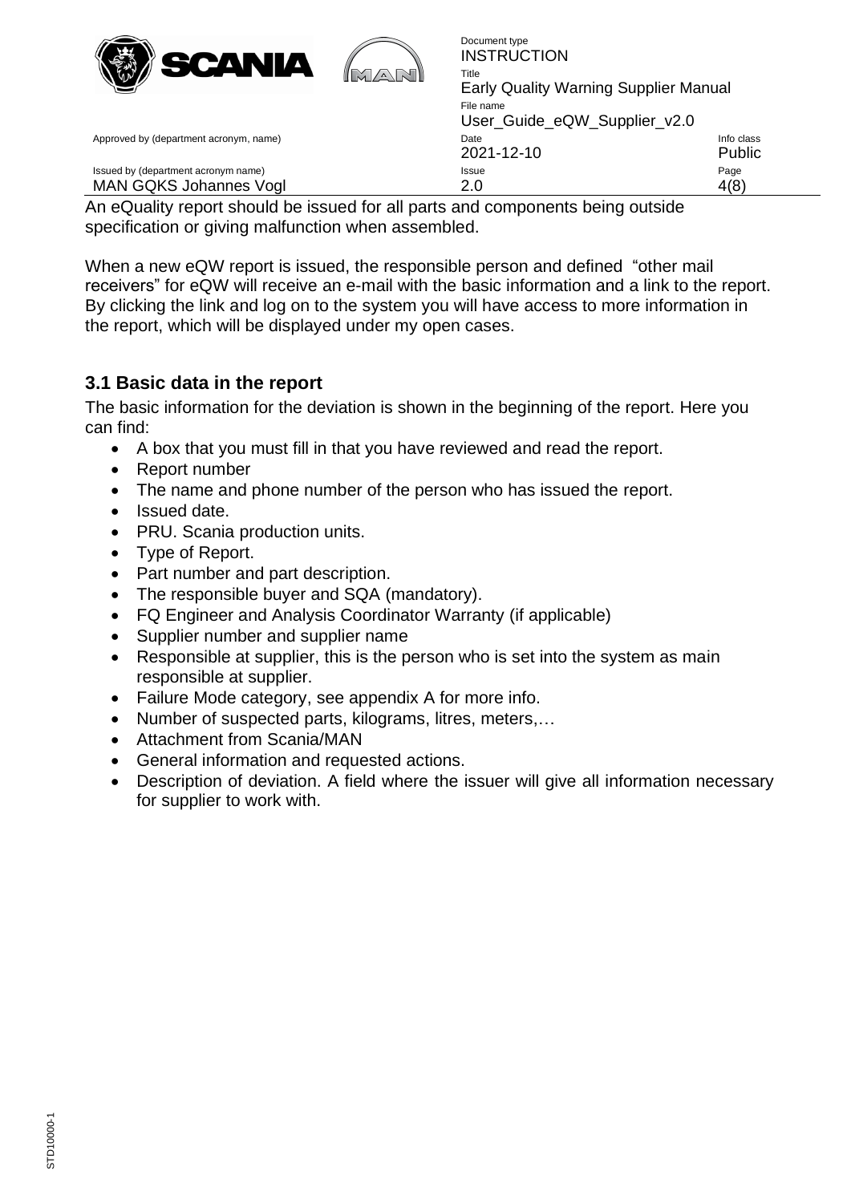An eQuality report should be issued for all parts and components being outside specification or giving malfunction when assembled.

When a new eQW report is issued, the responsible person and defined "other mail receivers" for eQW will receive an e-mail with the basic information and a link to the report. By clicking the link and log on to the system you will have access to more information in the report, which will be displayed under my open cases.

## 3.1 Basic data in the report

The basic information for the deviation is shown in the beginning of the report. Here you can find:

- A box that you must fill in that you have reviewed and read the report.
- Report number
- The name and phone number of the person who has issued the report.
- Issued date.
- PRU. Scania production units.
- Type of Report.
- Part number and part description.
- The responsible buyer and SQA (mandatory).
- FQ Engineer and Analysis Coordinator Warranty (if applicable)
- Supplier number and supplier name
- Responsible at supplier, this is the person who is set into the system as main responsible at supplier.
- Failure Mode category, see appendix A for more info.
- Number of suspected parts, kilograms, litres, meters,…
- Attachment from Scania/MAN
- General information and requested actions.
- Description of deviation. A field where the issuer will give all information necessary for supplier to work with.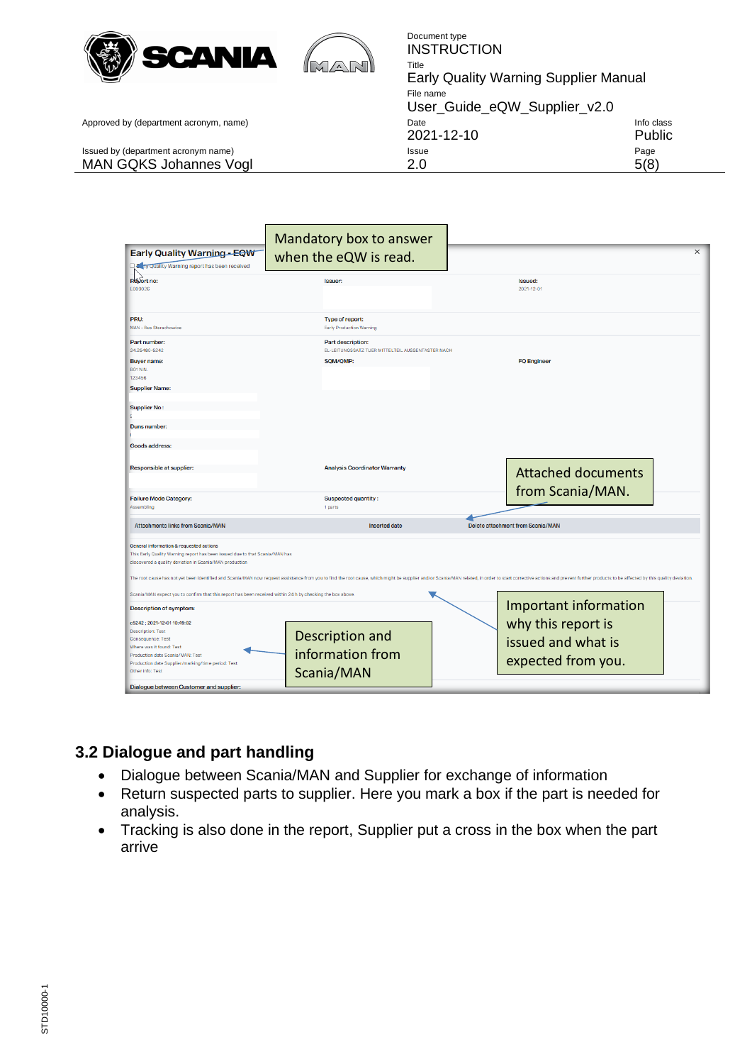Mandatory box to answer when the eQW is read.

Attached documents from Scania/MAN.

Important information why this report is issued and what is expected from you.

Description and information from Scania/MAN

## 3.2 Dialogue and part handling

- Dialogue between Scania/MAN and Supplier for exchange of information
- Return suspected parts to supplier. Here you mark a box if the part is needed for analysis.
- Tracking is also done in the report, Supplier put a cross in the box when the part arrive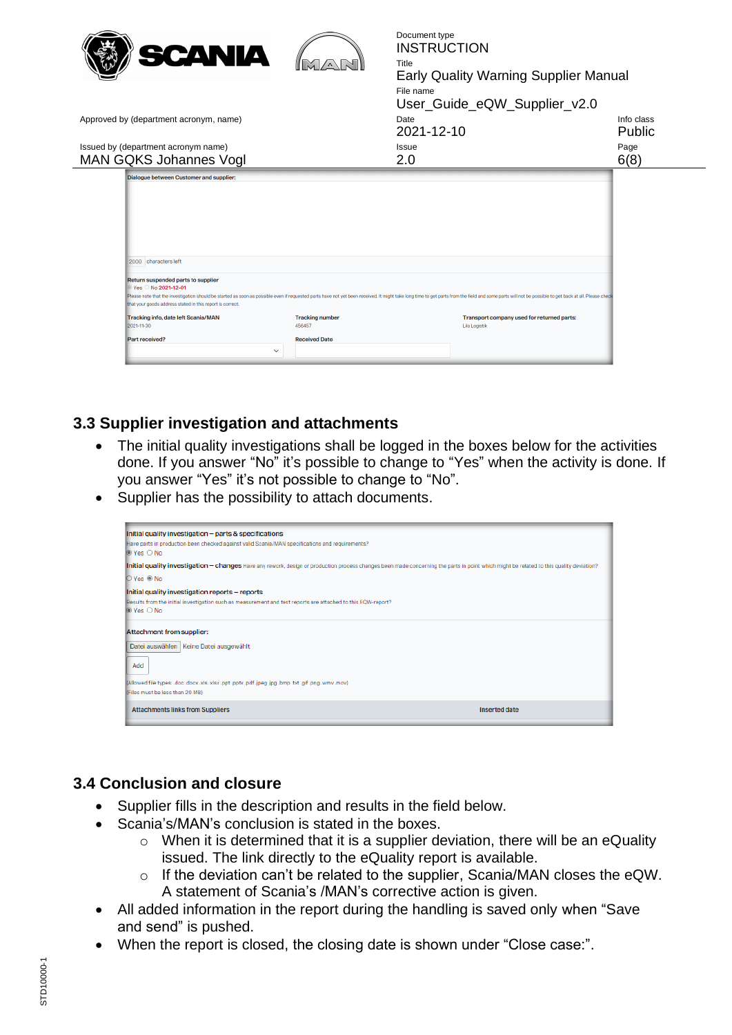Dialogue between Customer and supplier:

2000 characters left

Return suspended parts to supplier

Yes No 2021-12-01

Please note that the investigation should be started as soon as possible even if requested parts have not yet been received. It might take long time to get parts from the field and some parts will not be possible to get back at all. Please check that your goods address stated in this report is correct.

Tracking info, date left Scania/MAN: 2021-11-30

Tracking number: 456457

Transport company used for returned parts: Lila Logistik

Part received?

Received Date

## 3.3 Supplier investigation and attachments

- The initial quality investigations shall be logged in the boxes below for the activities done. If you answer “No” it’s possible to change to “Yes” when the activity is done. If you answer “Yes” it’s not possible to change to “No”.
- Supplier has the possibility to attach documents.

Initial quality investigation – parts & specifications
Have parts in production been checked against valid Scania/MAN specifications and requirements?
Yes No

Initial quality investigation – changes Have any rework, design or production process changes been made concerning the parts in point which might be related to this quality deviation?
Yes No

Initial quality investigation reports – reports
Results from the initial investigation such as measurement and test reports are attached to this EQW-report?
Yes No

Attachment from supplier:
Datei auswählen Keine Datei ausgewählt
Add
(Allowed file types: .doc .docx .xls .xlsx .ppt .potx .pdf .jpeg .jpg .bmp .txt .gif .png .wmv .mov)
(Files must be less than 20 MB)

| Attachments links from Suppliers | Inserted date |
| --- | --- |

## 3.4 Conclusion and closure

- Supplier fills in the description and results in the field below.
- Scania’s/MAN’s conclusion is stated in the boxes.
  - When it is determined that it is a supplier deviation, there will be an eQuality issued. The link directly to the eQuality report is available.
  - If the deviation can’t be related to the supplier, Scania/MAN closes the eQW. A statement of Scania’s /MAN’s corrective action is given.
- All added information in the report during the handling is saved only when “Save and send” is pushed.
- When the report is closed, the closing date is shown under “Close case:”.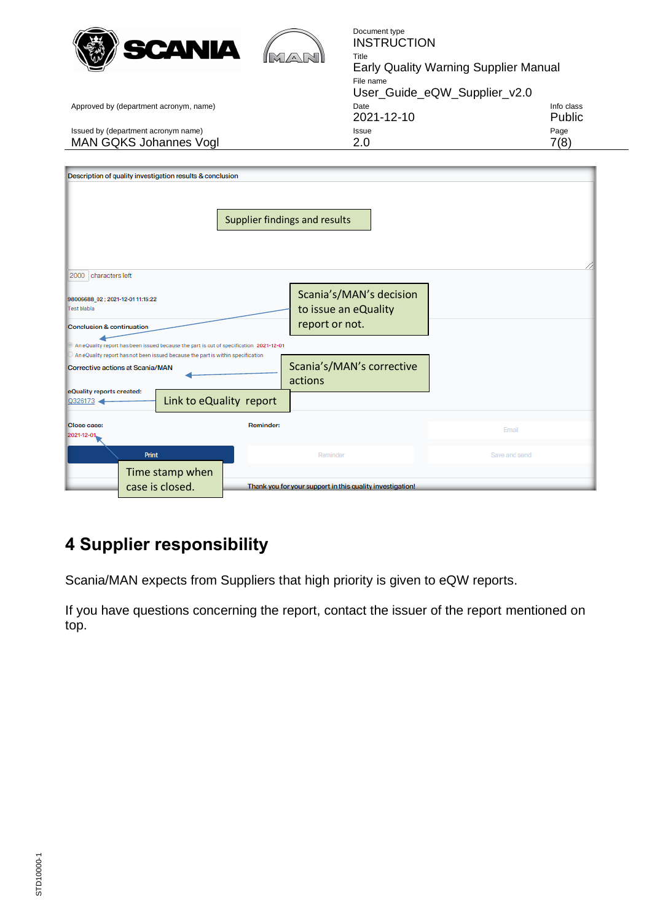Description of quality investigation results & conclusion

Supplier findings and results

2000 characters left

98006688_02 ; 2021-12-01 11:15:22

Test blabla

Scania's/MAN's decision to issue an eQuality report or not.

Conclusion & continuation

An eQuality report has been issued because the part is out of specification 2021-12-01

An eQuality report has not been issued because the part is within specification

Corrective actions at Scania/MAN

Scania's/MAN's corrective actions

eQuality reports created:

Q326173

Link to eQuality report

Close case:

2021-12-01

Reminder:

Email

Print

Reminder

Save and send

Time stamp when case is closed.

Thank you for your support in this quality investigation!

# 4 Supplier responsibility

Scania/MAN expects from Suppliers that high priority is given to eQW reports.

If you have questions concerning the report, contact the issuer of the report mentioned on top.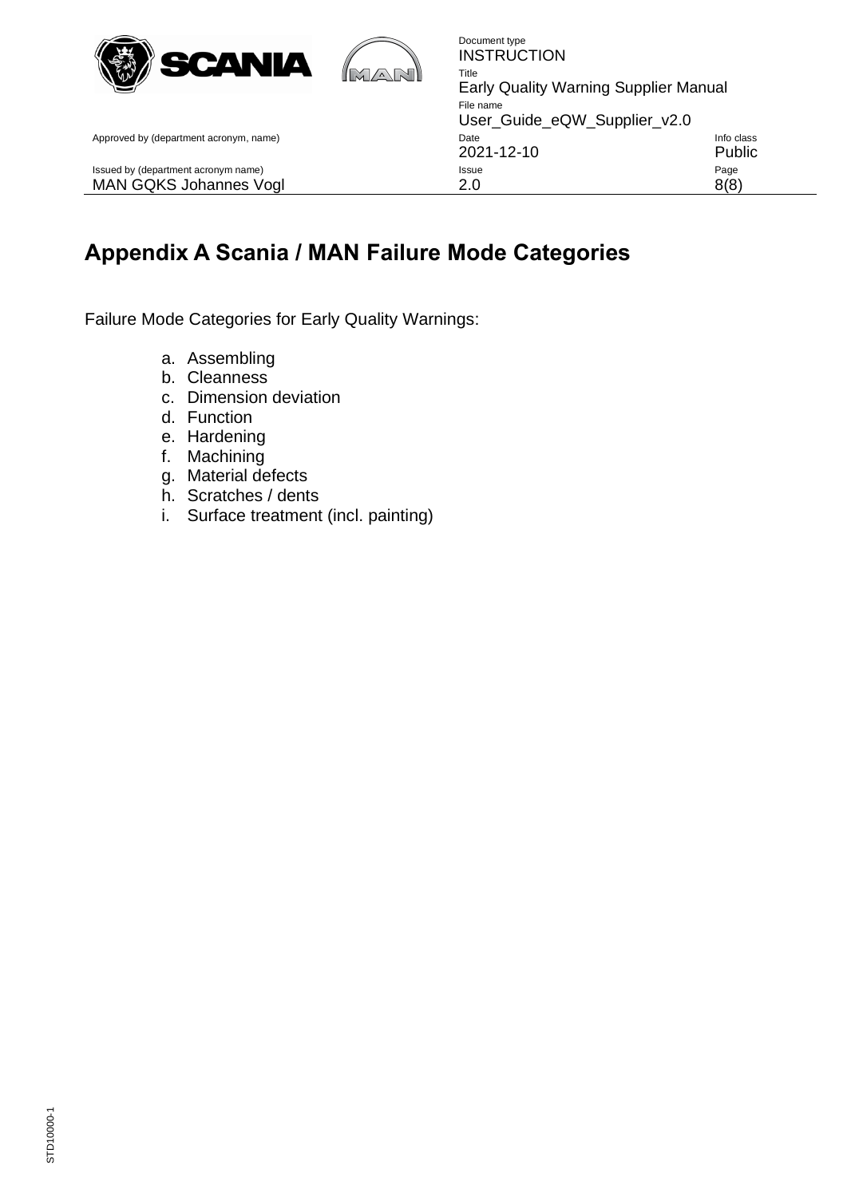# Appendix A Scania / MAN Failure Mode Categories

Failure Mode Categories for Early Quality Warnings:

a. Assembling
b. Cleanness
c. Dimension deviation
d. Function
e. Hardening
f. Machining
g. Material defects
h. Scratches / dents
i. Surface treatment (incl. painting)